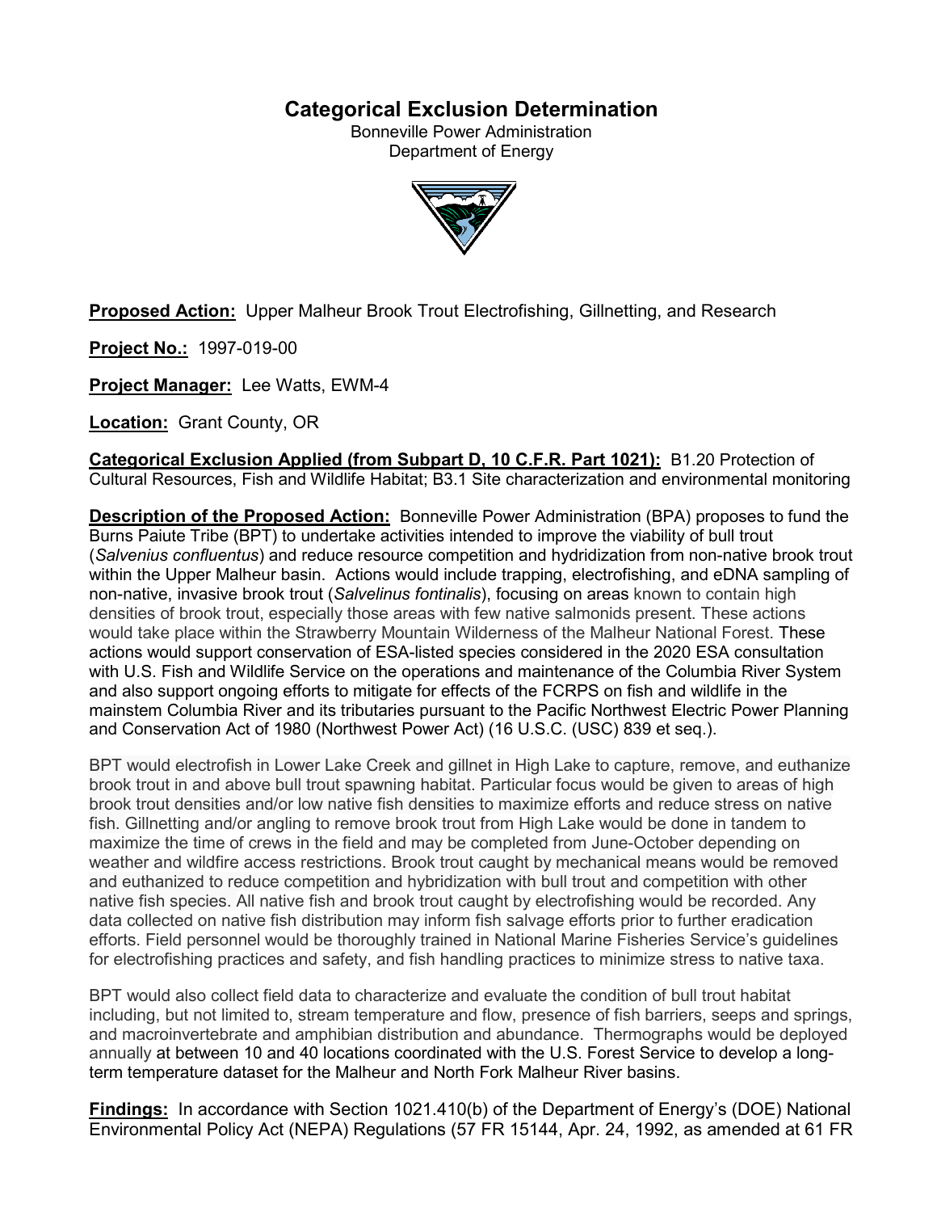# Categorical Exclusion Determination

Bonneville Power Administration
Department of Energy

**Proposed Action:** Upper Malheur Brook Trout Electrofishing, Gillnetting, and Research

**Project No.:** 1997-019-00

**Project Manager:** Lee Watts, EWM-4

**Location:** Grant County, OR

**Categorical Exclusion Applied (from Subpart D, 10 C.F.R. Part 1021):** B1.20 Protection of Cultural Resources, Fish and Wildlife Habitat; B3.1 Site characterization and environmental monitoring

**Description of the Proposed Action:** Bonneville Power Administration (BPA) proposes to fund the Burns Paiute Tribe (BPT) to undertake activities intended to improve the viability of bull trout (*Salvenius confluentus*) and reduce resource competition and hydridization from non-native brook trout within the Upper Malheur basin. Actions would include trapping, electrofishing, and eDNA sampling of non-native, invasive brook trout (*Salvelinus fontinalis*), focusing on areas known to contain high densities of brook trout, especially those areas with few native salmonids present. These actions would take place within the Strawberry Mountain Wilderness of the Malheur National Forest. These actions would support conservation of ESA-listed species considered in the 2020 ESA consultation with U.S. Fish and Wildlife Service on the operations and maintenance of the Columbia River System and also support ongoing efforts to mitigate for effects of the FCRPS on fish and wildlife in the mainstem Columbia River and its tributaries pursuant to the Pacific Northwest Electric Power Planning and Conservation Act of 1980 (Northwest Power Act) (16 U.S.C. (USC) 839 et seq.).

BPT would electrofish in Lower Lake Creek and gillnet in High Lake to capture, remove, and euthanize brook trout in and above bull trout spawning habitat. Particular focus would be given to areas of high brook trout densities and/or low native fish densities to maximize efforts and reduce stress on native fish. Gillnetting and/or angling to remove brook trout from High Lake would be done in tandem to maximize the time of crews in the field and may be completed from June-October depending on weather and wildfire access restrictions. Brook trout caught by mechanical means would be removed and euthanized to reduce competition and hybridization with bull trout and competition with other native fish species. All native fish and brook trout caught by electrofishing would be recorded. Any data collected on native fish distribution may inform fish salvage efforts prior to further eradication efforts. Field personnel would be thoroughly trained in National Marine Fisheries Service's guidelines for electrofishing practices and safety, and fish handling practices to minimize stress to native taxa.

BPT would also collect field data to characterize and evaluate the condition of bull trout habitat including, but not limited to, stream temperature and flow, presence of fish barriers, seeps and springs, and macroinvertebrate and amphibian distribution and abundance. Thermographs would be deployed annually at between 10 and 40 locations coordinated with the U.S. Forest Service to develop a long-term temperature dataset for the Malheur and North Fork Malheur River basins.

**Findings:** In accordance with Section 1021.410(b) of the Department of Energy's (DOE) National Environmental Policy Act (NEPA) Regulations (57 FR 15144, Apr. 24, 1992, as amended at 61 FR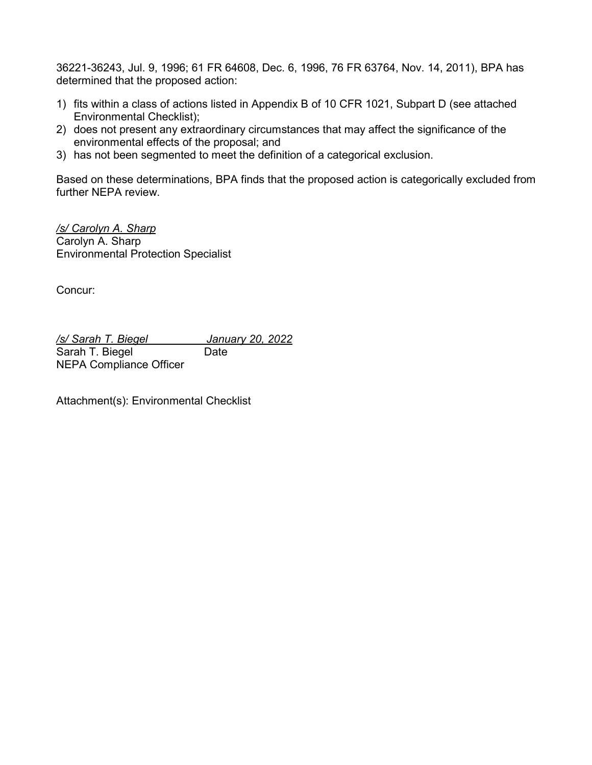36221-36243, Jul. 9, 1996; 61 FR 64608, Dec. 6, 1996, 76 FR 63764, Nov. 14, 2011), BPA has determined that the proposed action:

1) fits within a class of actions listed in Appendix B of 10 CFR 1021, Subpart D (see attached Environmental Checklist);
2) does not present any extraordinary circumstances that may affect the significance of the environmental effects of the proposal; and
3) has not been segmented to meet the definition of a categorical exclusion.

Based on these determinations, BPA finds that the proposed action is categorically excluded from further NEPA review.

*/s/ Carolyn A. Sharp*
Carolyn A. Sharp
Environmental Protection Specialist

Concur:

*/s/ Sarah T. Biegel* *January 20, 2022*
Sarah T. Biegel Date
NEPA Compliance Officer

Attachment(s): Environmental Checklist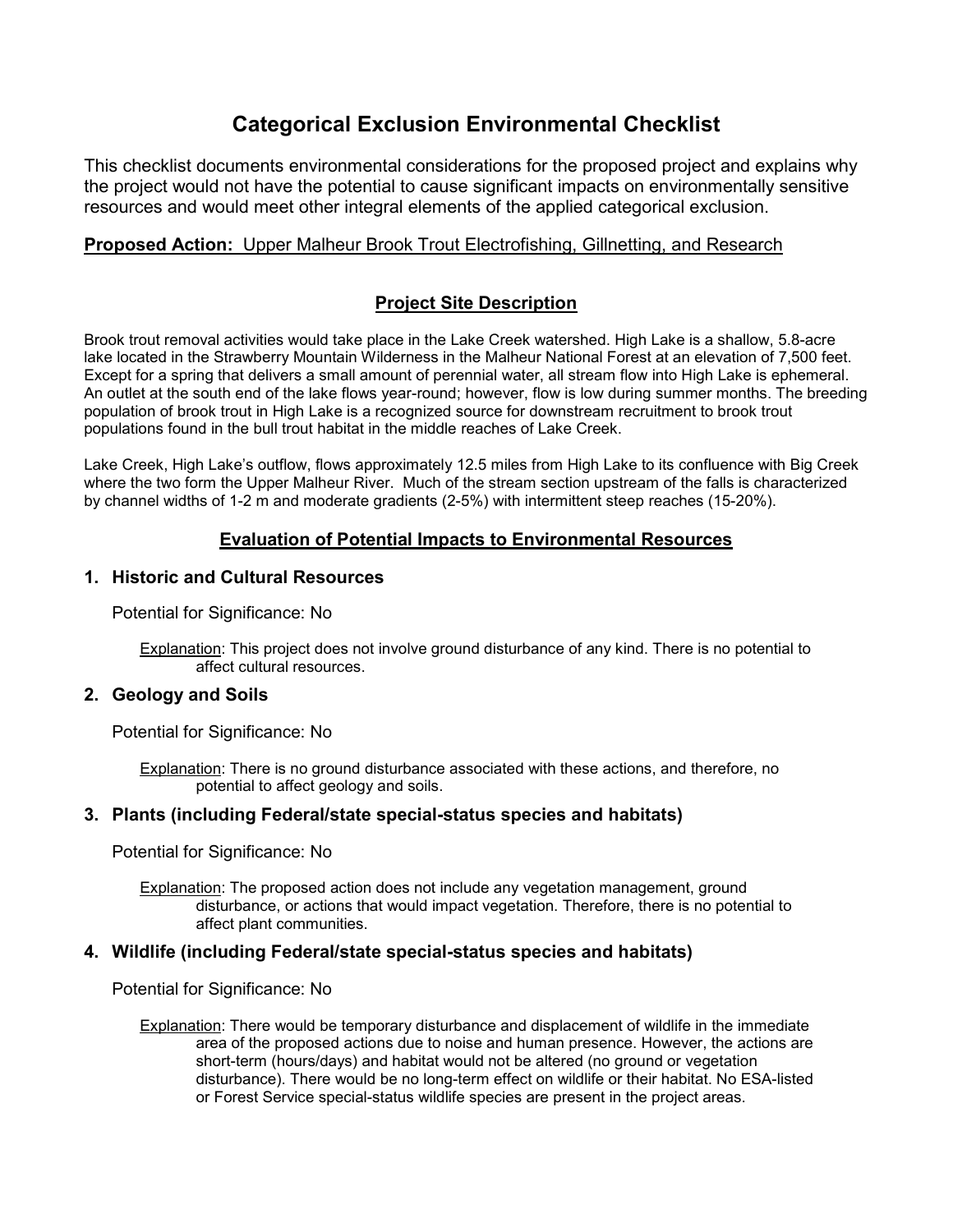# Categorical Exclusion Environmental Checklist

This checklist documents environmental considerations for the proposed project and explains why the project would not have the potential to cause significant impacts on environmentally sensitive resources and would meet other integral elements of the applied categorical exclusion.

**Proposed Action:** Upper Malheur Brook Trout Electrofishing, Gillnetting, and Research

## Project Site Description

Brook trout removal activities would take place in the Lake Creek watershed. High Lake is a shallow, 5.8-acre lake located in the Strawberry Mountain Wilderness in the Malheur National Forest at an elevation of 7,500 feet. Except for a spring that delivers a small amount of perennial water, all stream flow into High Lake is ephemeral. An outlet at the south end of the lake flows year-round; however, flow is low during summer months. The breeding population of brook trout in High Lake is a recognized source for downstream recruitment to brook trout populations found in the bull trout habitat in the middle reaches of Lake Creek.

Lake Creek, High Lake's outflow, flows approximately 12.5 miles from High Lake to its confluence with Big Creek where the two form the Upper Malheur River. Much of the stream section upstream of the falls is characterized by channel widths of 1-2 m and moderate gradients (2-5%) with intermittent steep reaches (15-20%).

## Evaluation of Potential Impacts to Environmental Resources

### 1. Historic and Cultural Resources

Potential for Significance: No

Explanation: This project does not involve ground disturbance of any kind. There is no potential to affect cultural resources.

### 2. Geology and Soils

Potential for Significance: No

Explanation: There is no ground disturbance associated with these actions, and therefore, no potential to affect geology and soils.

### 3. Plants (including Federal/state special-status species and habitats)

Potential for Significance: No

Explanation: The proposed action does not include any vegetation management, ground disturbance, or actions that would impact vegetation. Therefore, there is no potential to affect plant communities.

### 4. Wildlife (including Federal/state special-status species and habitats)

Potential for Significance: No

Explanation: There would be temporary disturbance and displacement of wildlife in the immediate area of the proposed actions due to noise and human presence. However, the actions are short-term (hours/days) and habitat would not be altered (no ground or vegetation disturbance). There would be no long-term effect on wildlife or their habitat. No ESA-listed or Forest Service special-status wildlife species are present in the project areas.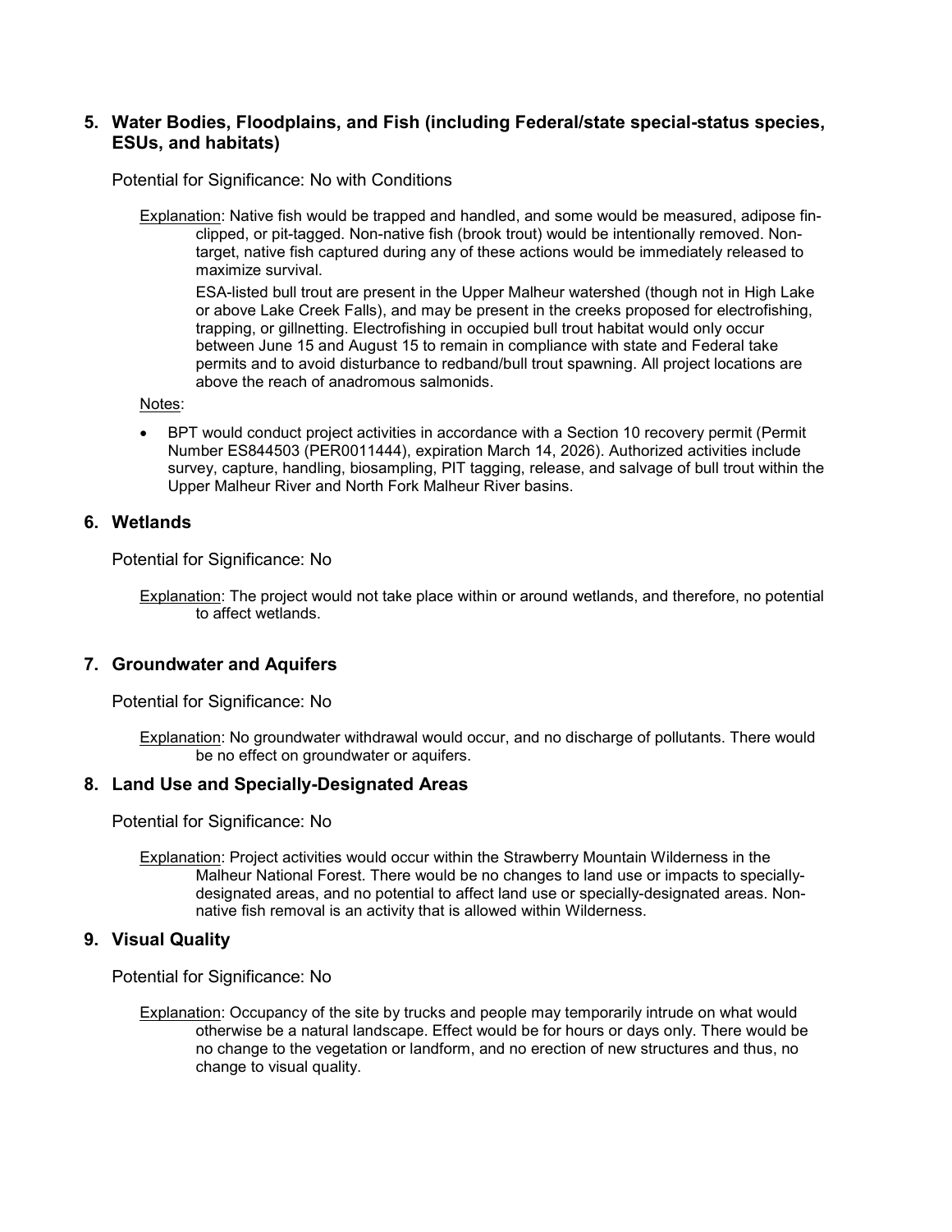## 5. Water Bodies, Floodplains, and Fish (including Federal/state special-status species, ESUs, and habitats)

Potential for Significance: No with Conditions

Explanation: Native fish would be trapped and handled, and some would be measured, adipose fin-clipped, or pit-tagged. Non-native fish (brook trout) would be intentionally removed. Non-target, native fish captured during any of these actions would be immediately released to maximize survival.

ESA-listed bull trout are present in the Upper Malheur watershed (though not in High Lake or above Lake Creek Falls), and may be present in the creeks proposed for electrofishing, trapping, or gillnetting. Electrofishing in occupied bull trout habitat would only occur between June 15 and August 15 to remain in compliance with state and Federal take permits and to avoid disturbance to redband/bull trout spawning. All project locations are above the reach of anadromous salmonids.

Notes:

- BPT would conduct project activities in accordance with a Section 10 recovery permit (Permit Number ES844503 (PER0011444), expiration March 14, 2026). Authorized activities include survey, capture, handling, biosampling, PIT tagging, release, and salvage of bull trout within the Upper Malheur River and North Fork Malheur River basins.

## 6. Wetlands

Potential for Significance: No

Explanation: The project would not take place within or around wetlands, and therefore, no potential to affect wetlands.

## 7. Groundwater and Aquifers

Potential for Significance: No

Explanation: No groundwater withdrawal would occur, and no discharge of pollutants. There would be no effect on groundwater or aquifers.

## 8. Land Use and Specially-Designated Areas

Potential for Significance: No

Explanation: Project activities would occur within the Strawberry Mountain Wilderness in the Malheur National Forest. There would be no changes to land use or impacts to specially-designated areas, and no potential to affect land use or specially-designated areas. Non-native fish removal is an activity that is allowed within Wilderness.

## 9. Visual Quality

Potential for Significance: No

Explanation: Occupancy of the site by trucks and people may temporarily intrude on what would otherwise be a natural landscape. Effect would be for hours or days only. There would be no change to the vegetation or landform, and no erection of new structures and thus, no change to visual quality.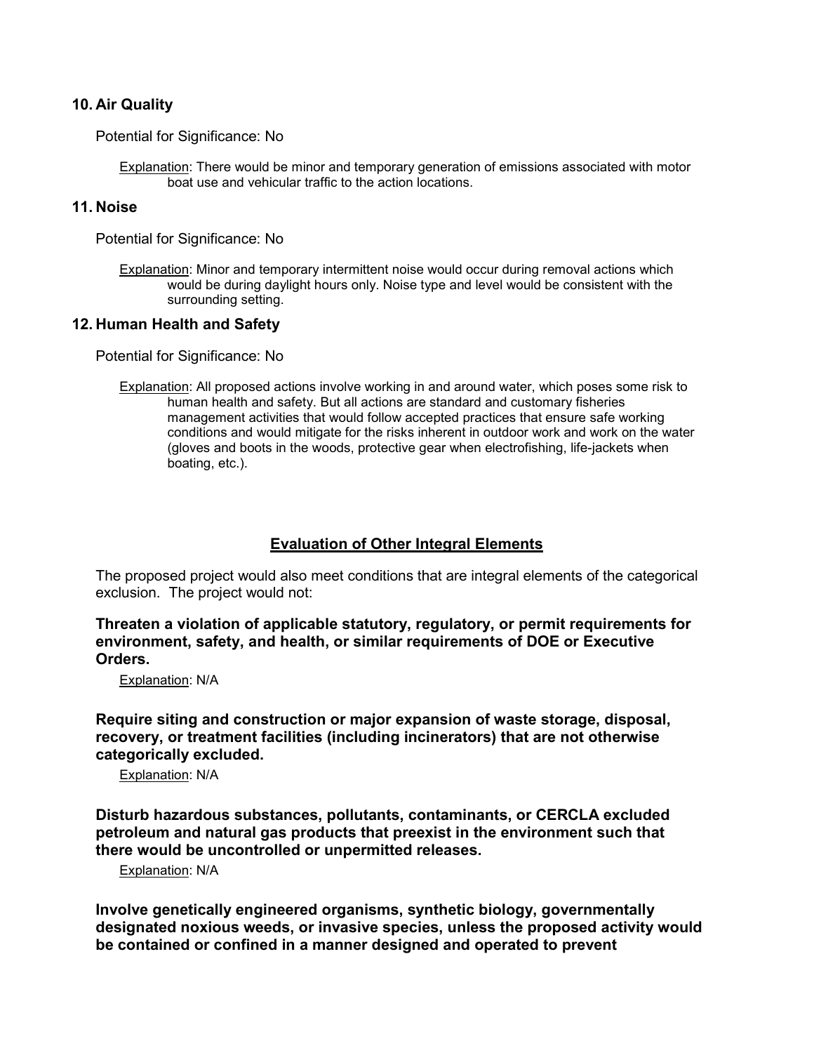### 10. Air Quality

Potential for Significance: No

Explanation: There would be minor and temporary generation of emissions associated with motor boat use and vehicular traffic to the action locations.

### 11. Noise

Potential for Significance: No

Explanation: Minor and temporary intermittent noise would occur during removal actions which would be during daylight hours only. Noise type and level would be consistent with the surrounding setting.

### 12. Human Health and Safety

Potential for Significance: No

Explanation: All proposed actions involve working in and around water, which poses some risk to human health and safety. But all actions are standard and customary fisheries management activities that would follow accepted practices that ensure safe working conditions and would mitigate for the risks inherent in outdoor work and work on the water (gloves and boots in the woods, protective gear when electrofishing, life-jackets when boating, etc.).

## Evaluation of Other Integral Elements

The proposed project would also meet conditions that are integral elements of the categorical exclusion. The project would not:

**Threaten a violation of applicable statutory, regulatory, or permit requirements for environment, safety, and health, or similar requirements of DOE or Executive Orders.**

Explanation: N/A

**Require siting and construction or major expansion of waste storage, disposal, recovery, or treatment facilities (including incinerators) that are not otherwise categorically excluded.**

Explanation: N/A

**Disturb hazardous substances, pollutants, contaminants, or CERCLA excluded petroleum and natural gas products that preexist in the environment such that there would be uncontrolled or unpermitted releases.**

Explanation: N/A

**Involve genetically engineered organisms, synthetic biology, governmentally designated noxious weeds, or invasive species, unless the proposed activity would be contained or confined in a manner designed and operated to prevent**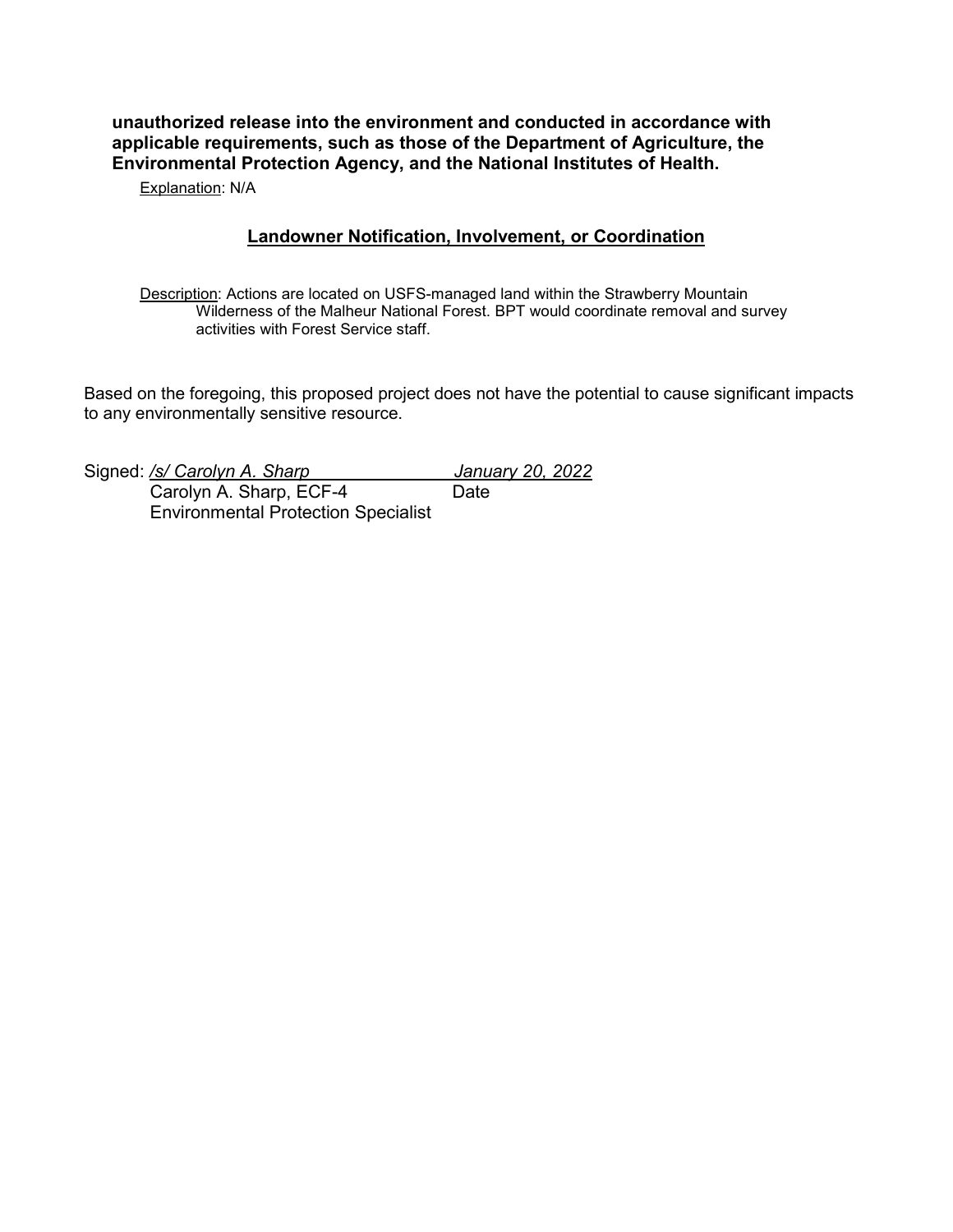**unauthorized release into the environment and conducted in accordance with applicable requirements, such as those of the Department of Agriculture, the Environmental Protection Agency, and the National Institutes of Health.**

Explanation: N/A

## Landowner Notification, Involvement, or Coordination

Description: Actions are located on USFS-managed land within the Strawberry Mountain Wilderness of the Malheur National Forest. BPT would coordinate removal and survey activities with Forest Service staff.

Based on the foregoing, this proposed project does not have the potential to cause significant impacts to any environmentally sensitive resource.

Signed: */s/ Carolyn A. Sharp* *January 20, 2022*
Carolyn A. Sharp, ECF-4 Date
Environmental Protection Specialist